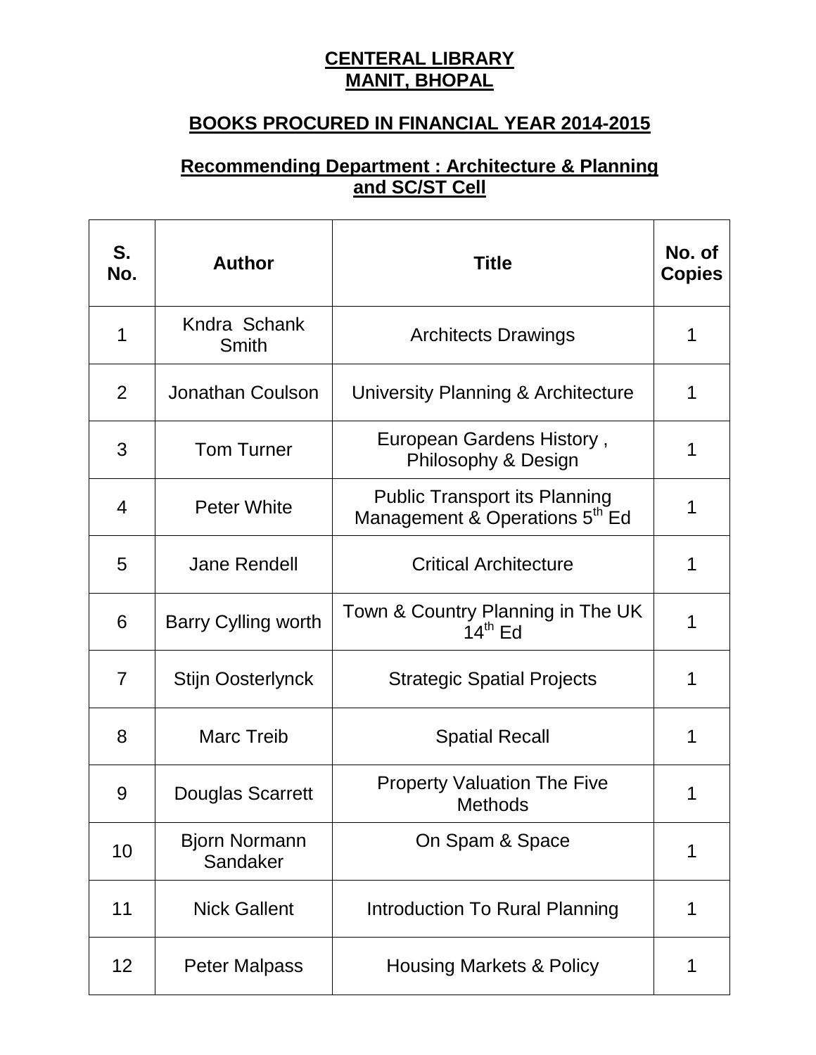**CENTERAL LIBRARY**
**MANIT, BHOPAL**

**BOOKS PROCURED IN FINANCIAL YEAR 2014-2015**

**Recommending Department : Architecture & Planning and SC/ST Cell**

| S. No. | Author | Title | No. of Copies |
|---|---|---|---|
| 1 | Kndra Schank Smith | Architects Drawings | 1 |
| 2 | Jonathan Coulson | University Planning & Architecture | 1 |
| 3 | Tom Turner | European Gardens History , Philosophy & Design | 1 |
| 4 | Peter White | Public Transport its Planning Management & Operations 5th Ed | 1 |
| 5 | Jane Rendell | Critical Architecture | 1 |
| 6 | Barry Cylling worth | Town & Country Planning in The UK 14th Ed | 1 |
| 7 | Stijn Oosterlynck | Strategic Spatial Projects | 1 |
| 8 | Marc Treib | Spatial Recall | 1 |
| 9 | Douglas Scarrett | Property Valuation The Five Methods | 1 |
| 10 | Bjorn Normann Sandaker | On Spam & Space | 1 |
| 11 | Nick Gallent | Introduction To Rural Planning | 1 |
| 12 | Peter Malpass | Housing Markets & Policy | 1 |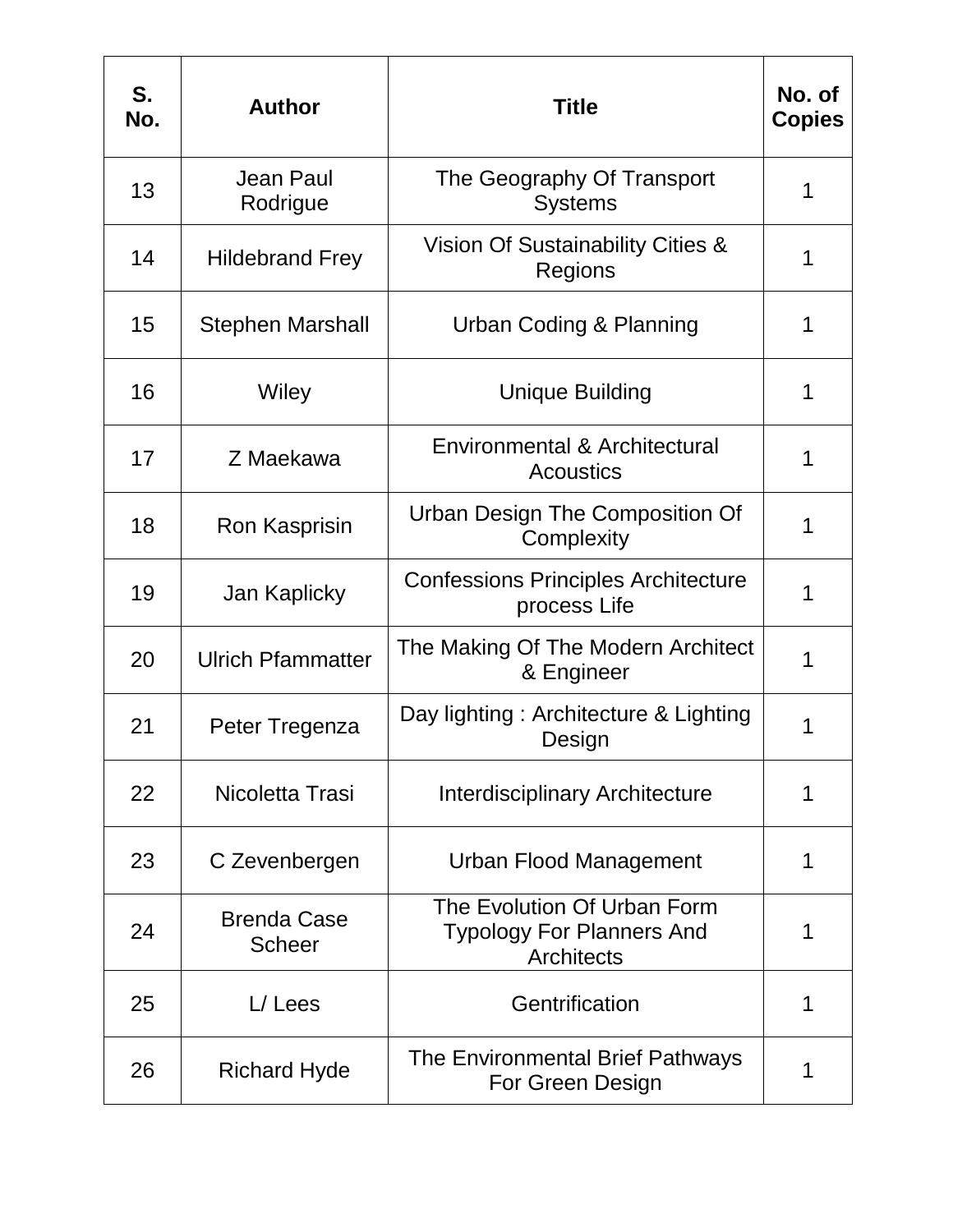| S. No. | Author | Title | No. of Copies |
|---|---|---|---|
| 13 | Jean Paul Rodrigue | The Geography Of Transport Systems | 1 |
| 14 | Hildebrand Frey | Vision Of Sustainability Cities & Regions | 1 |
| 15 | Stephen Marshall | Urban Coding & Planning | 1 |
| 16 | Wiley | Unique Building | 1 |
| 17 | Z Maekawa | Environmental & Architectural Acoustics | 1 |
| 18 | Ron Kasprisin | Urban Design The Composition Of Complexity | 1 |
| 19 | Jan Kaplicky | Confessions Principles Architecture process Life | 1 |
| 20 | Ulrich Pfammatter | The Making Of The Modern Architect & Engineer | 1 |
| 21 | Peter Tregenza | Day lighting : Architecture & Lighting Design | 1 |
| 22 | Nicoletta Trasi | Interdisciplinary Architecture | 1 |
| 23 | C Zevenbergen | Urban Flood Management | 1 |
| 24 | Brenda Case Scheer | The Evolution Of Urban Form Typology For Planners And Architects | 1 |
| 25 | L/ Lees | Gentrification | 1 |
| 26 | Richard Hyde | The Environmental Brief Pathways For Green Design | 1 |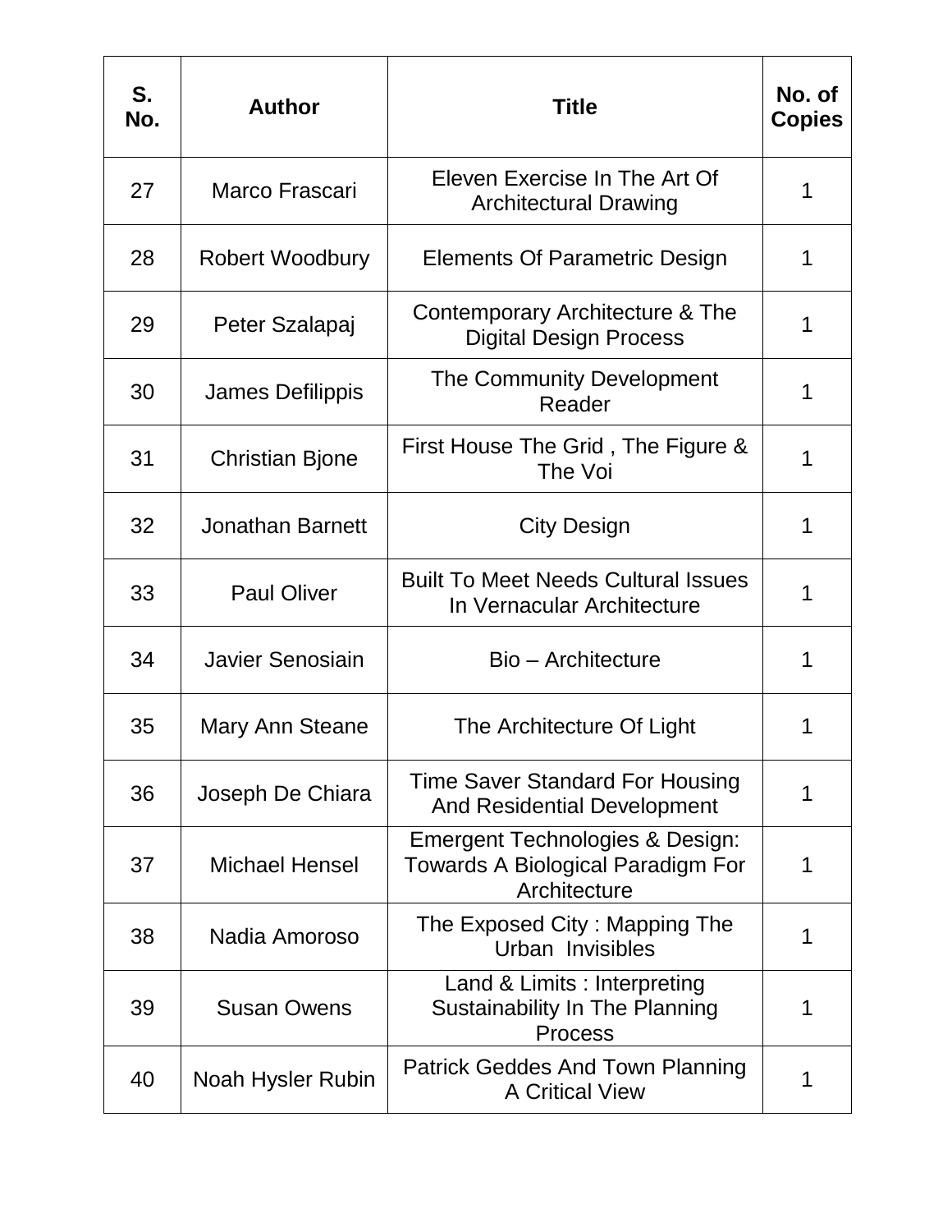| S. No. | Author | Title | No. of Copies |
|---|---|---|---|
| 27 | Marco Frascari | Eleven Exercise In The Art Of Architectural Drawing | 1 |
| 28 | Robert Woodbury | Elements Of Parametric Design | 1 |
| 29 | Peter Szalapaj | Contemporary Architecture & The Digital Design Process | 1 |
| 30 | James Defilippis | The Community Development Reader | 1 |
| 31 | Christian Bjone | First House The Grid , The Figure & The Voi | 1 |
| 32 | Jonathan Barnett | City Design | 1 |
| 33 | Paul Oliver | Built To Meet Needs Cultural Issues In Vernacular Architecture | 1 |
| 34 | Javier Senosiain | Bio – Architecture | 1 |
| 35 | Mary Ann Steane | The Architecture Of Light | 1 |
| 36 | Joseph De Chiara | Time Saver Standard For Housing And Residential Development | 1 |
| 37 | Michael Hensel | Emergent Technologies & Design: Towards A Biological Paradigm For Architecture | 1 |
| 38 | Nadia Amoroso | The Exposed City : Mapping The Urban Invisibles | 1 |
| 39 | Susan Owens | Land & Limits : Interpreting Sustainability In The Planning Process | 1 |
| 40 | Noah Hysler Rubin | Patrick Geddes And Town Planning A Critical View | 1 |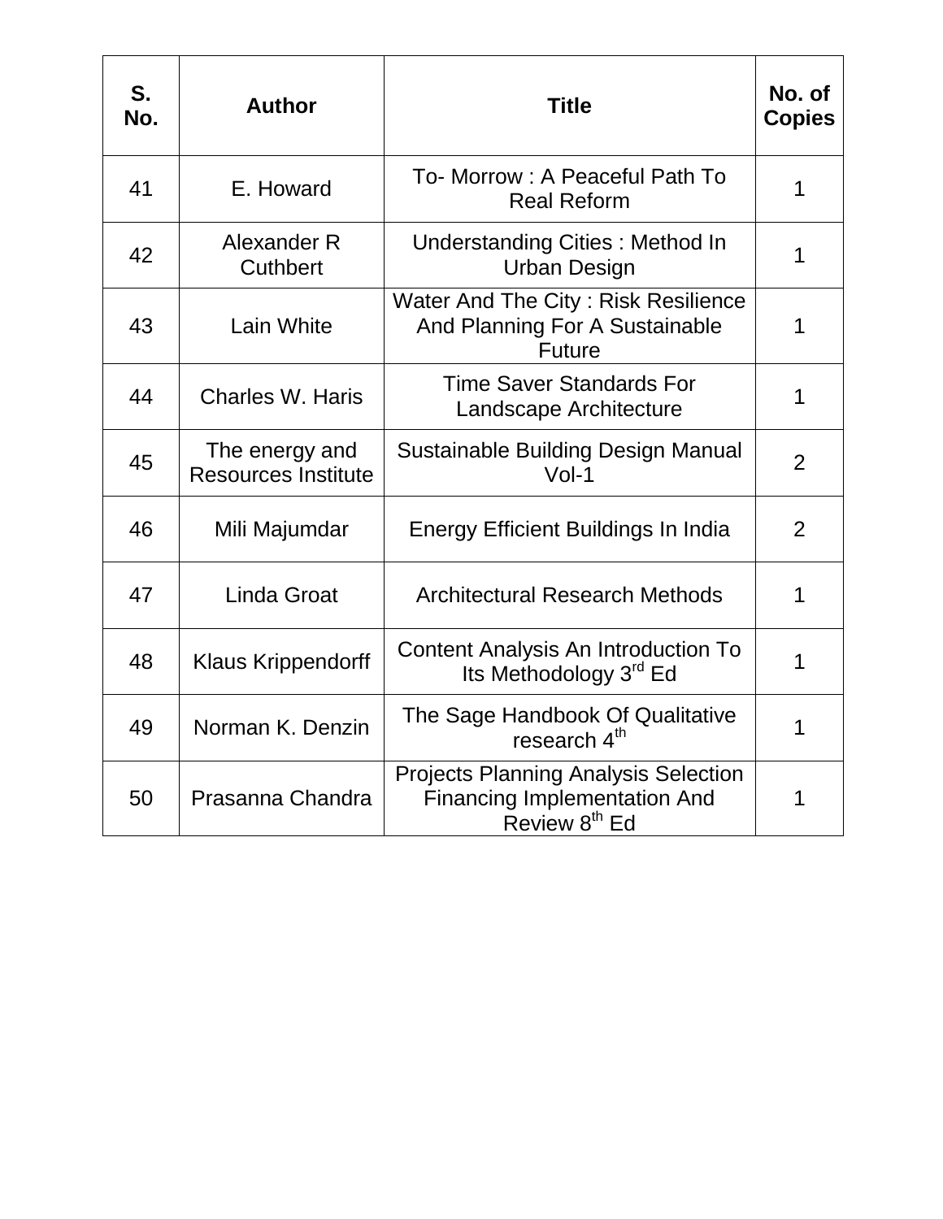| S. No. | Author | Title | No. of Copies |
|---|---|---|---|
| 41 | E. Howard | To- Morrow : A Peaceful Path To Real Reform | 1 |
| 42 | Alexander R Cuthbert | Understanding Cities : Method In Urban Design | 1 |
| 43 | Lain White | Water And The City : Risk Resilience And Planning For A Sustainable Future | 1 |
| 44 | Charles W. Haris | Time Saver Standards For Landscape Architecture | 1 |
| 45 | The energy and Resources Institute | Sustainable Building Design Manual Vol-1 | 2 |
| 46 | Mili Majumdar | Energy Efficient Buildings In India | 2 |
| 47 | Linda Groat | Architectural Research Methods | 1 |
| 48 | Klaus Krippendorff | Content Analysis An Introduction To Its Methodology 3rd Ed | 1 |
| 49 | Norman K. Denzin | The Sage Handbook Of Qualitative research 4th | 1 |
| 50 | Prasanna Chandra | Projects Planning Analysis Selection Financing Implementation And Review 8th Ed | 1 |